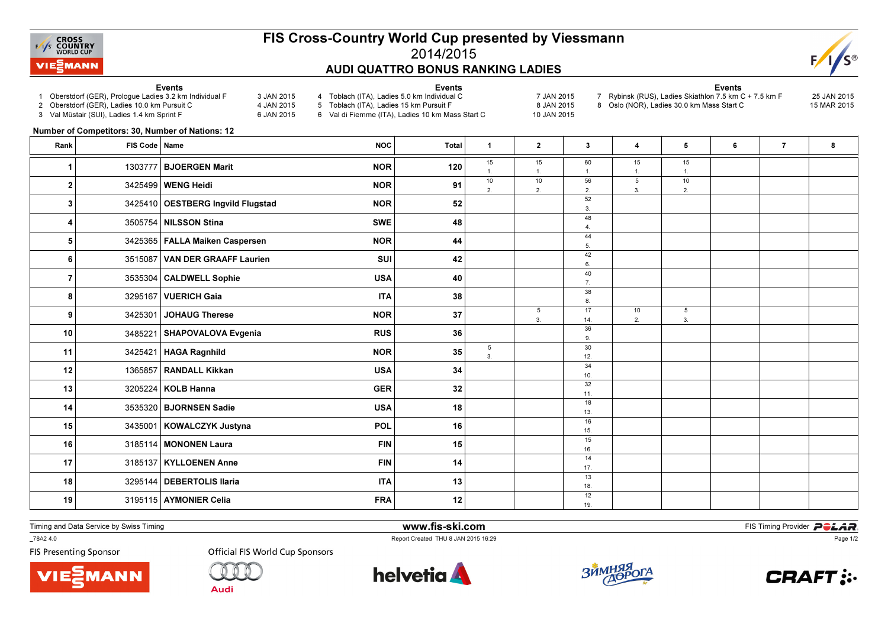# FIS Cross-Country World Cup presented by Viessmann

## 2014/2015

### AUDI QUATTRO BONUS RANKING LADIES

**Events**

1 Oberstdorf (GER), Prologue Ladies 3.2 km Individual F — 3 JAN 2015
2 Oberstdorf (GER), Ladies 10.0 km Pursuit C — 4 JAN 2015
3 Val Müstair (SUI), Ladies 1.4 km Sprint F — 6 JAN 2015
4 Toblach (ITA), Ladies 5.0 km Individual C — 7 JAN 2015
5 Toblach (ITA), Ladies 15 km Pursuit F — 8 JAN 2015
6 Val di Fiemme (ITA), Ladies 10 km Mass Start C — 10 JAN 2015
7 Rybinsk (RUS), Ladies Skiathlon 7.5 km C + 7.5 km F — 25 JAN 2015
8 Oslo (NOR), Ladies 30.0 km Mass Start C — 15 MAR 2015

**Number of Competitors: 30, Number of Nations: 12**

| Rank | FIS Code | Name | NOC | Total | 1 | 2 | 3 | 4 | 5 | 6 | 7 | 8 |
|---|---|---|---|---|---|---|---|---|---|---|---|---|
| 1 | 1303777 | BJOERGEN Marit | NOR | 120 | 15 1. | 15 1. | 60 1. | 15 1. | 15 1. | | | |
| 2 | 3425499 | WENG Heidi | NOR | 91 | 10 2. | 10 2. | 56 2. | 5 3. | 10 2. | | | |
| 3 | 3425410 | OESTBERG Ingvild Flugstad | NOR | 52 | | | 52 3. | | | | | |
| 4 | 3505754 | NILSSON Stina | SWE | 48 | | | 48 4. | | | | | |
| 5 | 3425365 | FALLA Maiken Caspersen | NOR | 44 | | | 44 5. | | | | | |
| 6 | 3515087 | VAN DER GRAAFF Laurien | SUI | 42 | | | 42 6. | | | | | |
| 7 | 3535304 | CALDWELL Sophie | USA | 40 | | | 40 7. | | | | | |
| 8 | 3295167 | VUERICH Gaia | ITA | 38 | | | 38 8. | | | | | |
| 9 | 3425301 | JOHAUG Therese | NOR | 37 | | 5 3. | 17 14. | 10 2. | 5 3. | | | |
| 10 | 3485221 | SHAPOVALOVA Evgenia | RUS | 36 | | | 36 9. | | | | | |
| 11 | 3425421 | HAGA Ragnhild | NOR | 35 | 5 3. | | 30 12. | | | | | |
| 12 | 1365857 | RANDALL Kikkan | USA | 34 | | | 34 10. | | | | | |
| 13 | 3205224 | KOLB Hanna | GER | 32 | | | 32 11. | | | | | |
| 14 | 3535320 | BJORNSEN Sadie | USA | 18 | | | 18 13. | | | | | |
| 15 | 3435001 | KOWALCZYK Justyna | POL | 16 | | | 16 15. | | | | | |
| 16 | 3185114 | MONONEN Laura | FIN | 15 | | | 15 16. | | | | | |
| 17 | 3185137 | KYLLOENEN Anne | FIN | 14 | | | 14 17. | | | | | |
| 18 | 3295144 | DEBERTOLIS Ilaria | ITA | 13 | | | 13 18. | | | | | |
| 19 | 3195115 | AYMONIER Celia | FRA | 12 | | | 12 19. | | | | | |

Timing and Data Service by Swiss Timing — www.fis-ski.com — FIS Timing Provider POLAR

_78A2 4.0 — Report Created THU 8 JAN 2015 16:29

FIS Presenting Sponsor — Official FIS World Cup Sponsors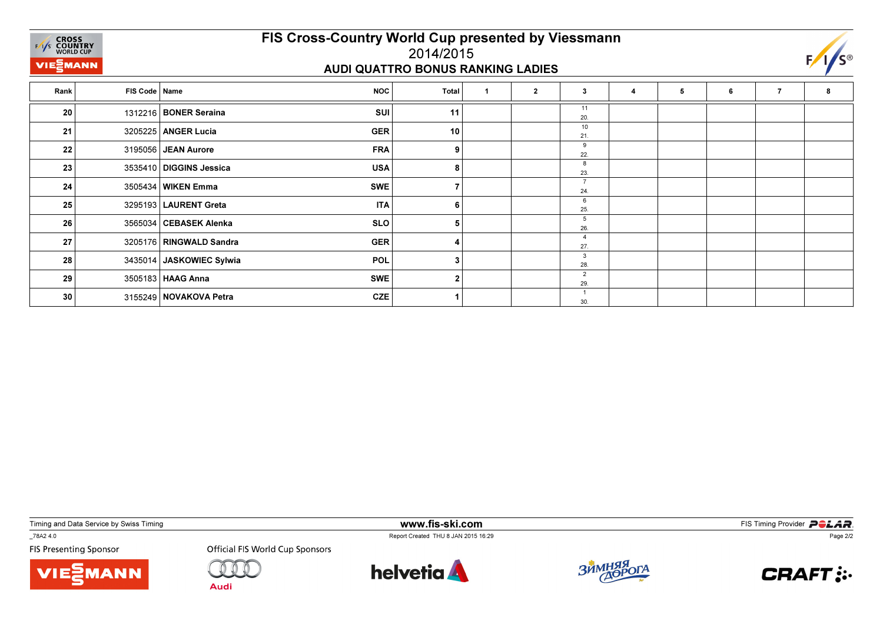# FIS Cross-Country World Cup presented by Viessmann

2014/2015

## AUDI QUATTRO BONUS RANKING LADIES

| Rank | FIS Code | Name | NOC | Total | 1 | 2 | 3 | 4 | 5 | 6 | 7 | 8 |
|---|---|---|---|---|---|---|---|---|---|---|---|---|
| 20 | 1312216 | BONER Seraina | SUI | 11 | | | 11 20. | | | | | |
| 21 | 3205225 | ANGER Lucia | GER | 10 | | | 10 21. | | | | | |
| 22 | 3195056 | JEAN Aurore | FRA | 9 | | | 9 22. | | | | | |
| 23 | 3535410 | DIGGINS Jessica | USA | 8 | | | 8 23. | | | | | |
| 24 | 3505434 | WIKEN Emma | SWE | 7 | | | 7 24. | | | | | |
| 25 | 3295193 | LAURENT Greta | ITA | 6 | | | 6 25. | | | | | |
| 26 | 3565034 | CEBASEK Alenka | SLO | 5 | | | 5 26. | | | | | |
| 27 | 3205176 | RINGWALD Sandra | GER | 4 | | | 4 27. | | | | | |
| 28 | 3435014 | JASKOWIEC Sylwia | POL | 3 | | | 3 28. | | | | | |
| 29 | 3505183 | HAAG Anna | SWE | 2 | | | 2 29. | | | | | |
| 30 | 3155249 | NOVAKOVA Petra | CZE | 1 | | | 1 30. | | | | | |

Timing and Data Service by Swiss Timing

www.fis-ski.com

FIS Timing Provider POLAR

_78A2 4.0

Report Created THU 8 JAN 2015 16:29

FIS Presenting Sponsor

Official FIS World Cup Sponsors